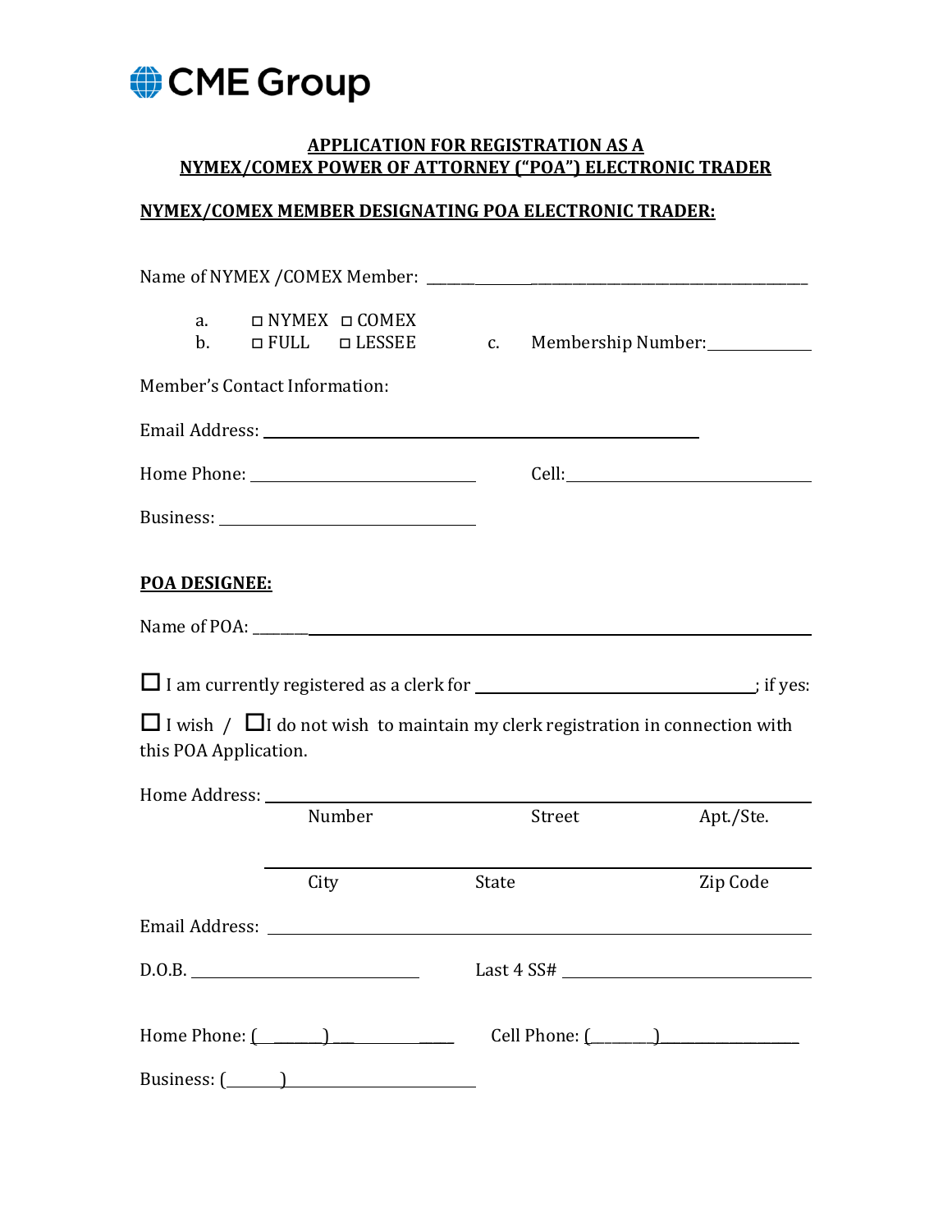CME Group

# APPLICATION FOR REGISTRATION AS A NYMEX/COMEX POWER OF ATTORNEY ("POA") ELECTRONIC TRADER

## NYMEX/COMEX MEMBER DESIGNATING POA ELECTRONIC TRADER:

Name of NYMEX /COMEX Member: ______________________________________________

a. ☐ NYMEX ☐ COMEX

b. ☐ FULL ☐ LESSEE

c. Membership Number: ____________

Member's Contact Information:

Email Address: ______________________________________________

Home Phone: ________________________ Cell: ________________________

Business: ________________________

## POA DESIGNEE:

Name of POA: ______________________________________________

☐ I am currently registered as a clerk for ______________________________; if yes:

☐ I wish / ☐ I do not wish to maintain my clerk registration in connection with this POA Application.

Home Address: ______________________________________________

Number Street Apt./Ste.

______________________________________________

City State Zip Code

Email Address: ______________________________________________

D.O.B. ________________________ Last 4 SS# ________________________

Home Phone: (______)________________ Cell Phone: (______)________________

Business: (______)________________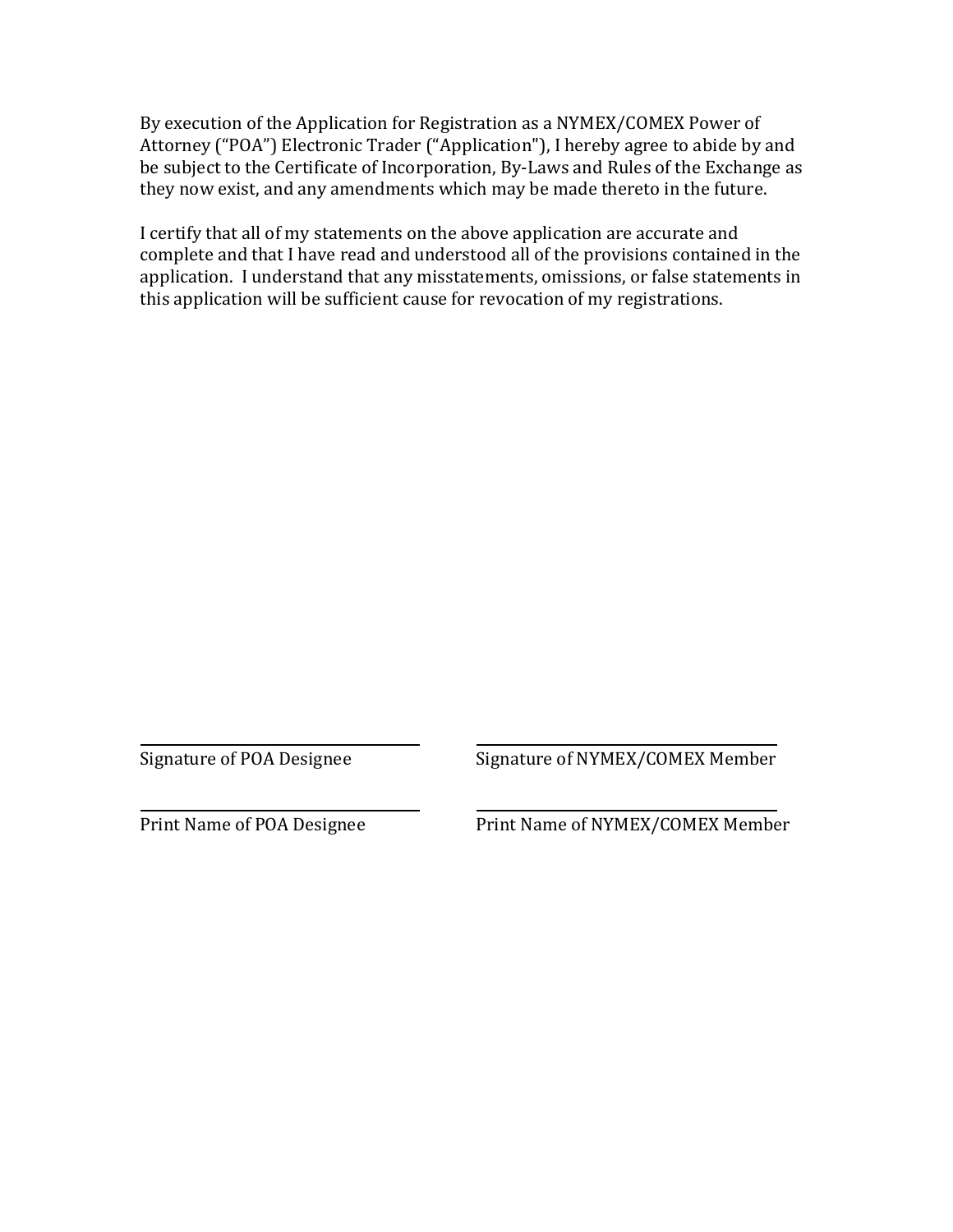By execution of the Application for Registration as a NYMEX/COMEX Power of Attorney ("POA") Electronic Trader ("Application"), I hereby agree to abide by and be subject to the Certificate of Incorporation, By-Laws and Rules of the Exchange as they now exist, and any amendments which may be made thereto in the future.

I certify that all of my statements on the above application are accurate and complete and that I have read and understood all of the provisions contained in the application. I understand that any misstatements, omissions, or false statements in this application will be sufficient cause for revocation of my registrations.

| | |
|---|---|
| ______________________________ | ______________________________ |
| Signature of POA Designee | Signature of NYMEX/COMEX Member |
| ______________________________ | ______________________________ |
| Print Name of POA Designee | Print Name of NYMEX/COMEX Member |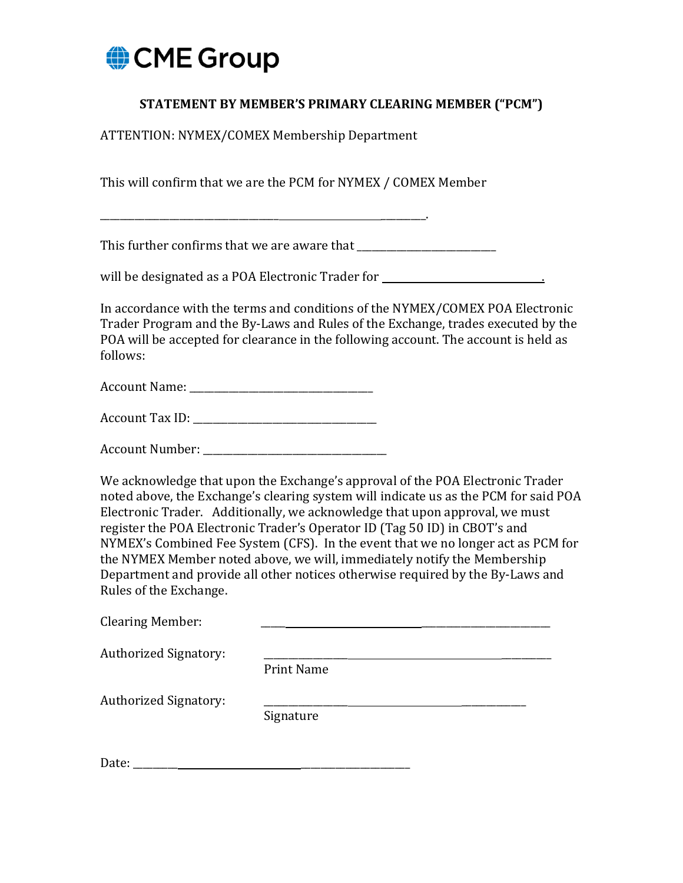CME Group

**STATEMENT BY MEMBER'S PRIMARY CLEARING MEMBER ("PCM")**

ATTENTION: NYMEX/COMEX Membership Department

This will confirm that we are the PCM for NYMEX / COMEX Member

_______________________________________________________________.

This further confirms that we are aware that ___________________________

will be designated as a POA Electronic Trader for _______________________________.

In accordance with the terms and conditions of the NYMEX/COMEX POA Electronic Trader Program and the By-Laws and Rules of the Exchange, trades executed by the POA will be accepted for clearance in the following account. The account is held as follows:

Account Name: ____________________________________

Account Tax ID: ____________________________________

Account Number: ____________________________________

We acknowledge that upon the Exchange's approval of the POA Electronic Trader noted above, the Exchange's clearing system will indicate us as the PCM for said POA Electronic Trader. Additionally, we acknowledge that upon approval, we must register the POA Electronic Trader's Operator ID (Tag 50 ID) in CBOT's and NYMEX's Combined Fee System (CFS). In the event that we no longer act as PCM for the NYMEX Member noted above, we will, immediately notify the Membership Department and provide all other notices otherwise required by the By-Laws and Rules of the Exchange.

Clearing Member: ________________________________________________________

Authorized Signatory: ________________________________________________________
Print Name

Authorized Signatory: ____________________________________________________
Signature

Date: ________________________________________________________